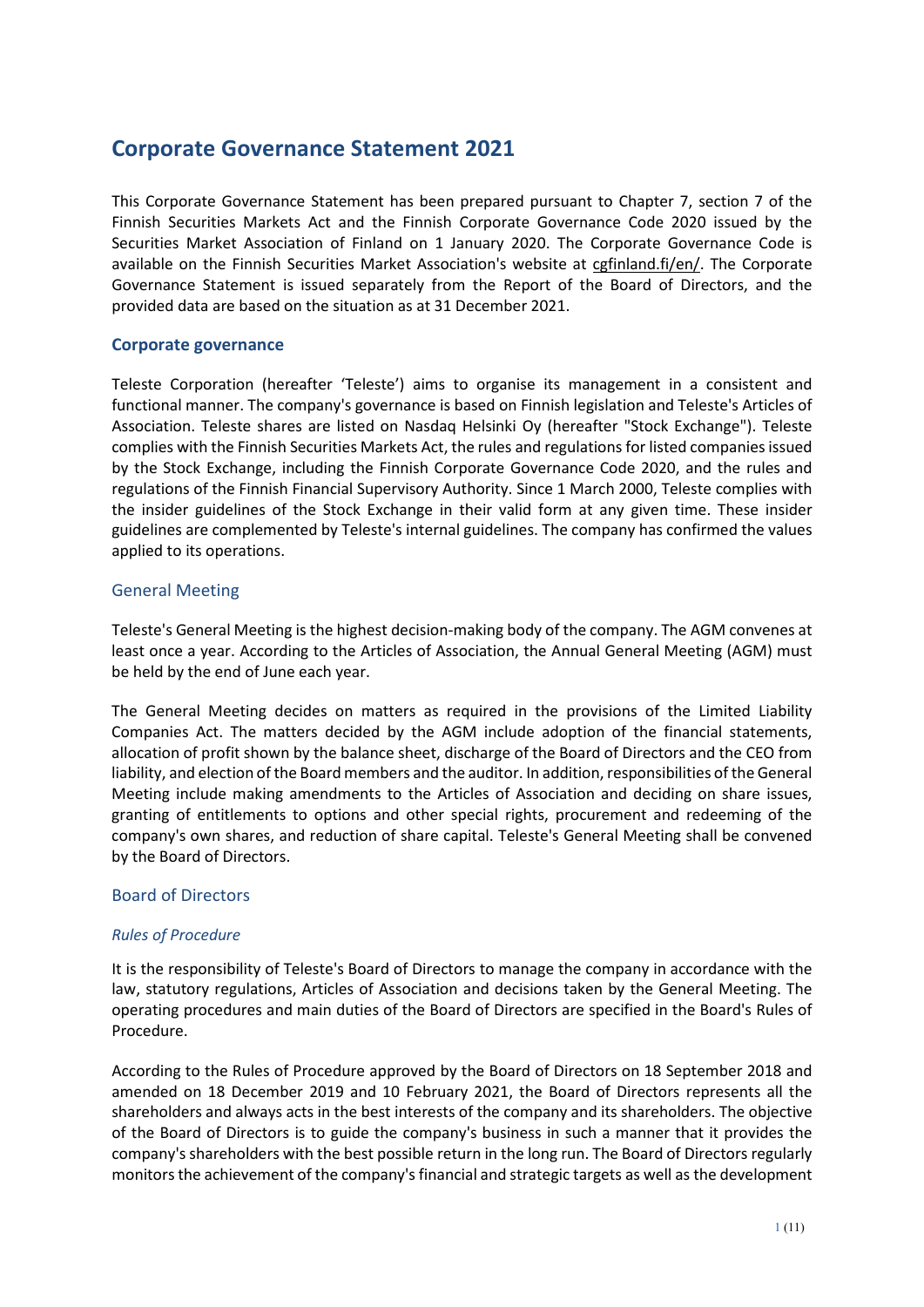# Corporate Governance Statement 2021

This Corporate Governance Statement has been prepared pursuant to Chapter 7, section 7 of the Finnish Securities Markets Act and the Finnish Corporate Governance Code 2020 issued by the Securities Market Association of Finland on 1 January 2020. The Corporate Governance Code is available on the Finnish Securities Market Association's website at cgfinland.fi/en/. The Corporate Governance Statement is issued separately from the Report of the Board of Directors, and the provided data are based on the situation as at 31 December 2021.

## Corporate governance

Teleste Corporation (hereafter 'Teleste') aims to organise its management in a consistent and functional manner. The company's governance is based on Finnish legislation and Teleste's Articles of Association. Teleste shares are listed on Nasdaq Helsinki Oy (hereafter "Stock Exchange"). Teleste complies with the Finnish Securities Markets Act, the rules and regulations for listed companies issued by the Stock Exchange, including the Finnish Corporate Governance Code 2020, and the rules and regulations of the Finnish Financial Supervisory Authority. Since 1 March 2000, Teleste complies with the insider guidelines of the Stock Exchange in their valid form at any given time. These insider guidelines are complemented by Teleste's internal guidelines. The company has confirmed the values applied to its operations.

### General Meeting

Teleste's General Meeting is the highest decision-making body of the company. The AGM convenes at least once a year. According to the Articles of Association, the Annual General Meeting (AGM) must be held by the end of June each year.

The General Meeting decides on matters as required in the provisions of the Limited Liability Companies Act. The matters decided by the AGM include adoption of the financial statements, allocation of profit shown by the balance sheet, discharge of the Board of Directors and the CEO from liability, and election of the Board members and the auditor. In addition, responsibilities of the General Meeting include making amendments to the Articles of Association and deciding on share issues, granting of entitlements to options and other special rights, procurement and redeeming of the company's own shares, and reduction of share capital. Teleste's General Meeting shall be convened by the Board of Directors.

### Board of Directors

#### *Rules of Procedure*

It is the responsibility of Teleste's Board of Directors to manage the company in accordance with the law, statutory regulations, Articles of Association and decisions taken by the General Meeting. The operating procedures and main duties of the Board of Directors are specified in the Board's Rules of Procedure.

According to the Rules of Procedure approved by the Board of Directors on 18 September 2018 and amended on 18 December 2019 and 10 February 2021, the Board of Directors represents all the shareholders and always acts in the best interests of the company and its shareholders. The objective of the Board of Directors is to guide the company's business in such a manner that it provides the company's shareholders with the best possible return in the long run. The Board of Directors regularly monitors the achievement of the company's financial and strategic targets as well as the development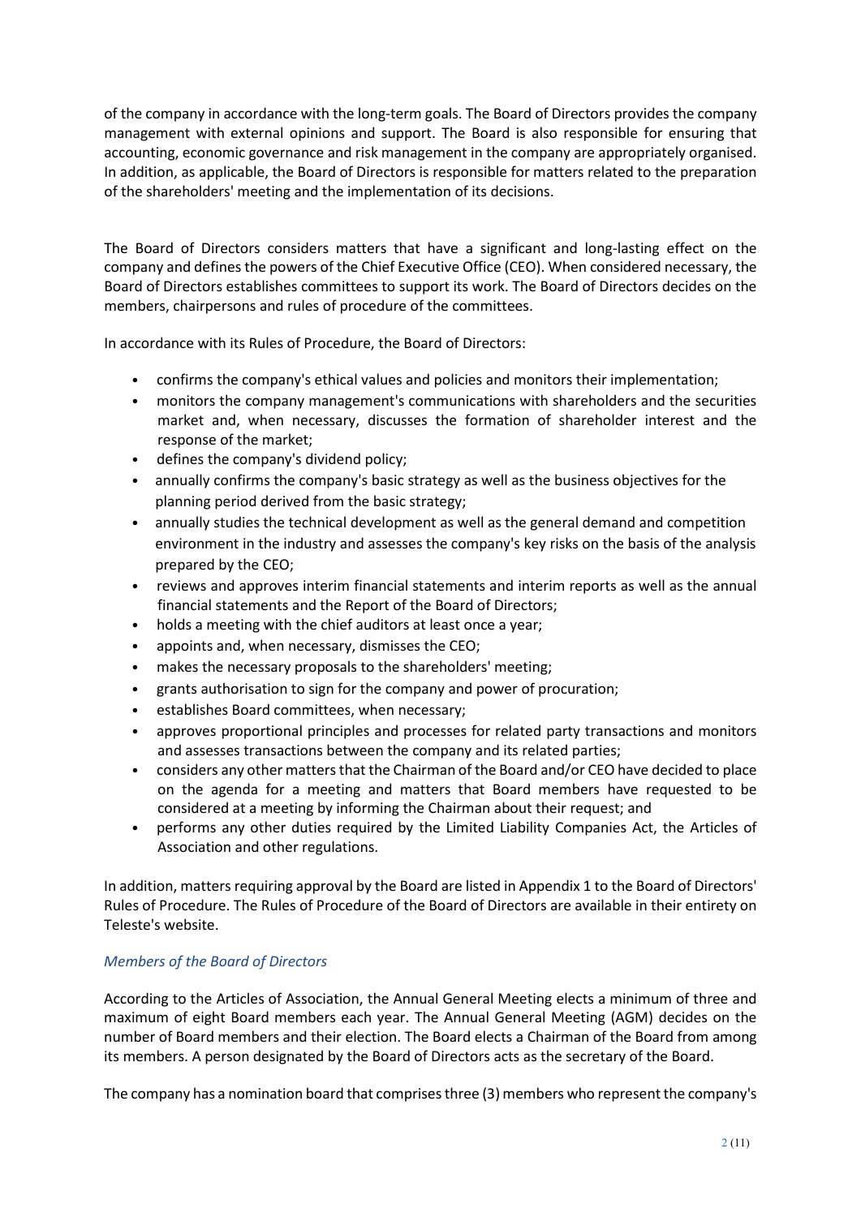of the company in accordance with the long-term goals. The Board of Directors provides the company management with external opinions and support. The Board is also responsible for ensuring that accounting, economic governance and risk management in the company are appropriately organised. In addition, as applicable, the Board of Directors is responsible for matters related to the preparation of the shareholders' meeting and the implementation of its decisions.

The Board of Directors considers matters that have a significant and long-lasting effect on the company and defines the powers of the Chief Executive Office (CEO). When considered necessary, the Board of Directors establishes committees to support its work. The Board of Directors decides on the members, chairpersons and rules of procedure of the committees.

In accordance with its Rules of Procedure, the Board of Directors:

- confirms the company's ethical values and policies and monitors their implementation;
- monitors the company management's communications with shareholders and the securities market and, when necessary, discusses the formation of shareholder interest and the response of the market;
- defines the company's dividend policy;
- annually confirms the company's basic strategy as well as the business objectives for the planning period derived from the basic strategy;
- annually studies the technical development as well as the general demand and competition environment in the industry and assesses the company's key risks on the basis of the analysis prepared by the CEO;
- reviews and approves interim financial statements and interim reports as well as the annual financial statements and the Report of the Board of Directors;
- holds a meeting with the chief auditors at least once a year;
- appoints and, when necessary, dismisses the CEO;
- makes the necessary proposals to the shareholders' meeting;
- grants authorisation to sign for the company and power of procuration;
- establishes Board committees, when necessary;
- approves proportional principles and processes for related party transactions and monitors and assesses transactions between the company and its related parties;
- considers any other matters that the Chairman of the Board and/or CEO have decided to place on the agenda for a meeting and matters that Board members have requested to be considered at a meeting by informing the Chairman about their request; and
- performs any other duties required by the Limited Liability Companies Act, the Articles of Association and other regulations.

In addition, matters requiring approval by the Board are listed in Appendix 1 to the Board of Directors' Rules of Procedure. The Rules of Procedure of the Board of Directors are available in their entirety on Teleste's website.

### *Members of the Board of Directors*

According to the Articles of Association, the Annual General Meeting elects a minimum of three and maximum of eight Board members each year. The Annual General Meeting (AGM) decides on the number of Board members and their election. The Board elects a Chairman of the Board from among its members. A person designated by the Board of Directors acts as the secretary of the Board.

The company has a nomination board that comprises three (3) members who represent the company's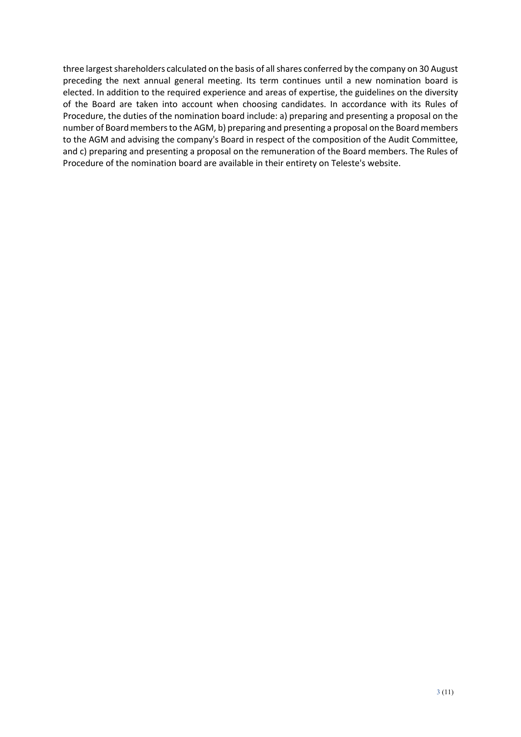three largest shareholders calculated on the basis of all shares conferred by the company on 30 August preceding the next annual general meeting. Its term continues until a new nomination board is elected. In addition to the required experience and areas of expertise, the guidelines on the diversity of the Board are taken into account when choosing candidates. In accordance with its Rules of Procedure, the duties of the nomination board include: a) preparing and presenting a proposal on the number of Board members to the AGM, b) preparing and presenting a proposal on the Board members to the AGM and advising the company's Board in respect of the composition of the Audit Committee, and c) preparing and presenting a proposal on the remuneration of the Board members. The Rules of Procedure of the nomination board are available in their entirety on Teleste's website.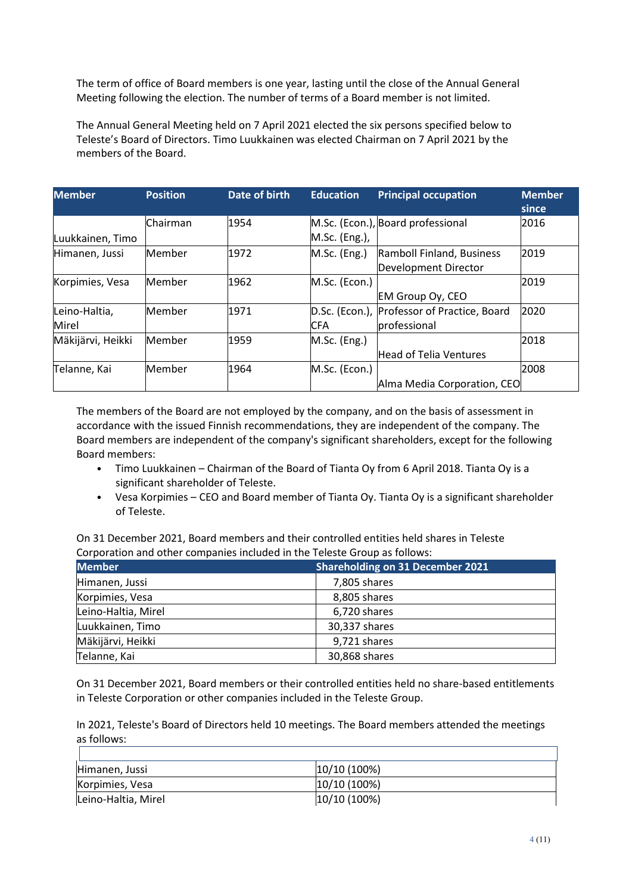The term of office of Board members is one year, lasting until the close of the Annual General Meeting following the election. The number of terms of a Board member is not limited.

The Annual General Meeting held on 7 April 2021 elected the six persons specified below to Teleste's Board of Directors. Timo Luukkainen was elected Chairman on 7 April 2021 by the members of the Board.

| Member | Position | Date of birth | Education | Principal occupation | Member since |
|---|---|---|---|---|---|
| Luukkainen, Timo | Chairman | 1954 | M.Sc. (Econ.), M.Sc. (Eng.), | Board professional | 2016 |
| Himanen, Jussi | Member | 1972 | M.Sc. (Eng.) | Ramboll Finland, Business Development Director | 2019 |
| Korpimies, Vesa | Member | 1962 | M.Sc. (Econ.) | EM Group Oy, CEO | 2019 |
| Leino-Haltia, Mirel | Member | 1971 | D.Sc. (Econ.), CFA | Professor of Practice, Board professional | 2020 |
| Mäkijärvi, Heikki | Member | 1959 | M.Sc. (Eng.) | Head of Telia Ventures | 2018 |
| Telanne, Kai | Member | 1964 | M.Sc. (Econ.) | Alma Media Corporation, CEO | 2008 |

The members of the Board are not employed by the company, and on the basis of assessment in accordance with the issued Finnish recommendations, they are independent of the company. The Board members are independent of the company's significant shareholders, except for the following Board members:

- Timo Luukkainen – Chairman of the Board of Tianta Oy from 6 April 2018. Tianta Oy is a significant shareholder of Teleste.
- Vesa Korpimies – CEO and Board member of Tianta Oy. Tianta Oy is a significant shareholder of Teleste.

On 31 December 2021, Board members and their controlled entities held shares in Teleste Corporation and other companies included in the Teleste Group as follows:

| Member | Shareholding on 31 December 2021 |
|---|---|
| Himanen, Jussi | 7,805 shares |
| Korpimies, Vesa | 8,805 shares |
| Leino-Haltia, Mirel | 6,720 shares |
| Luukkainen, Timo | 30,337 shares |
| Mäkijärvi, Heikki | 9,721 shares |
| Telanne, Kai | 30,868 shares |

On 31 December 2021, Board members or their controlled entities held no share-based entitlements in Teleste Corporation or other companies included in the Teleste Group.

In 2021, Teleste's Board of Directors held 10 meetings. The Board members attended the meetings as follows:

| | |
|---|---|
| Himanen, Jussi | 10/10 (100%) |
| Korpimies, Vesa | 10/10 (100%) |
| Leino-Haltia, Mirel | 10/10 (100%) |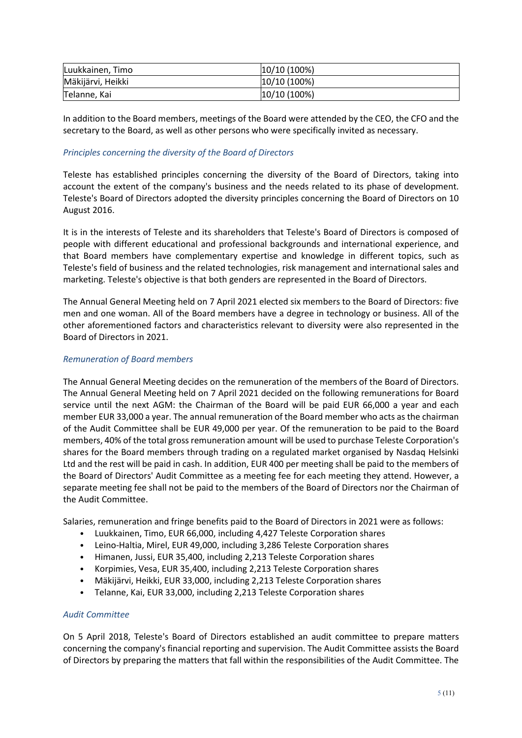| Luukkainen, Timo | 10/10 (100%) |
|---|---|
| Mäkijärvi, Heikki | 10/10 (100%) |
| Telanne, Kai | 10/10 (100%) |

In addition to the Board members, meetings of the Board were attended by the CEO, the CFO and the secretary to the Board, as well as other persons who were specifically invited as necessary.

*Principles concerning the diversity of the Board of Directors*

Teleste has established principles concerning the diversity of the Board of Directors, taking into account the extent of the company's business and the needs related to its phase of development. Teleste's Board of Directors adopted the diversity principles concerning the Board of Directors on 10 August 2016.

It is in the interests of Teleste and its shareholders that Teleste's Board of Directors is composed of people with different educational and professional backgrounds and international experience, and that Board members have complementary expertise and knowledge in different topics, such as Teleste's field of business and the related technologies, risk management and international sales and marketing. Teleste's objective is that both genders are represented in the Board of Directors.

The Annual General Meeting held on 7 April 2021 elected six members to the Board of Directors: five men and one woman. All of the Board members have a degree in technology or business. All of the other aforementioned factors and characteristics relevant to diversity were also represented in the Board of Directors in 2021.

*Remuneration of Board members*

The Annual General Meeting decides on the remuneration of the members of the Board of Directors. The Annual General Meeting held on 7 April 2021 decided on the following remunerations for Board service until the next AGM: the Chairman of the Board will be paid EUR 66,000 a year and each member EUR 33,000 a year. The annual remuneration of the Board member who acts as the chairman of the Audit Committee shall be EUR 49,000 per year. Of the remuneration to be paid to the Board members, 40% of the total gross remuneration amount will be used to purchase Teleste Corporation's shares for the Board members through trading on a regulated market organised by Nasdaq Helsinki Ltd and the rest will be paid in cash. In addition, EUR 400 per meeting shall be paid to the members of the Board of Directors' Audit Committee as a meeting fee for each meeting they attend. However, a separate meeting fee shall not be paid to the members of the Board of Directors nor the Chairman of the Audit Committee.

Salaries, remuneration and fringe benefits paid to the Board of Directors in 2021 were as follows:

- Luukkainen, Timo, EUR 66,000, including 4,427 Teleste Corporation shares
- Leino-Haltia, Mirel, EUR 49,000, including 3,286 Teleste Corporation shares
- Himanen, Jussi, EUR 35,400, including 2,213 Teleste Corporation shares
- Korpimies, Vesa, EUR 35,400, including 2,213 Teleste Corporation shares
- Mäkijärvi, Heikki, EUR 33,000, including 2,213 Teleste Corporation shares
- Telanne, Kai, EUR 33,000, including 2,213 Teleste Corporation shares

*Audit Committee*

On 5 April 2018, Teleste's Board of Directors established an audit committee to prepare matters concerning the company's financial reporting and supervision. The Audit Committee assists the Board of Directors by preparing the matters that fall within the responsibilities of the Audit Committee. The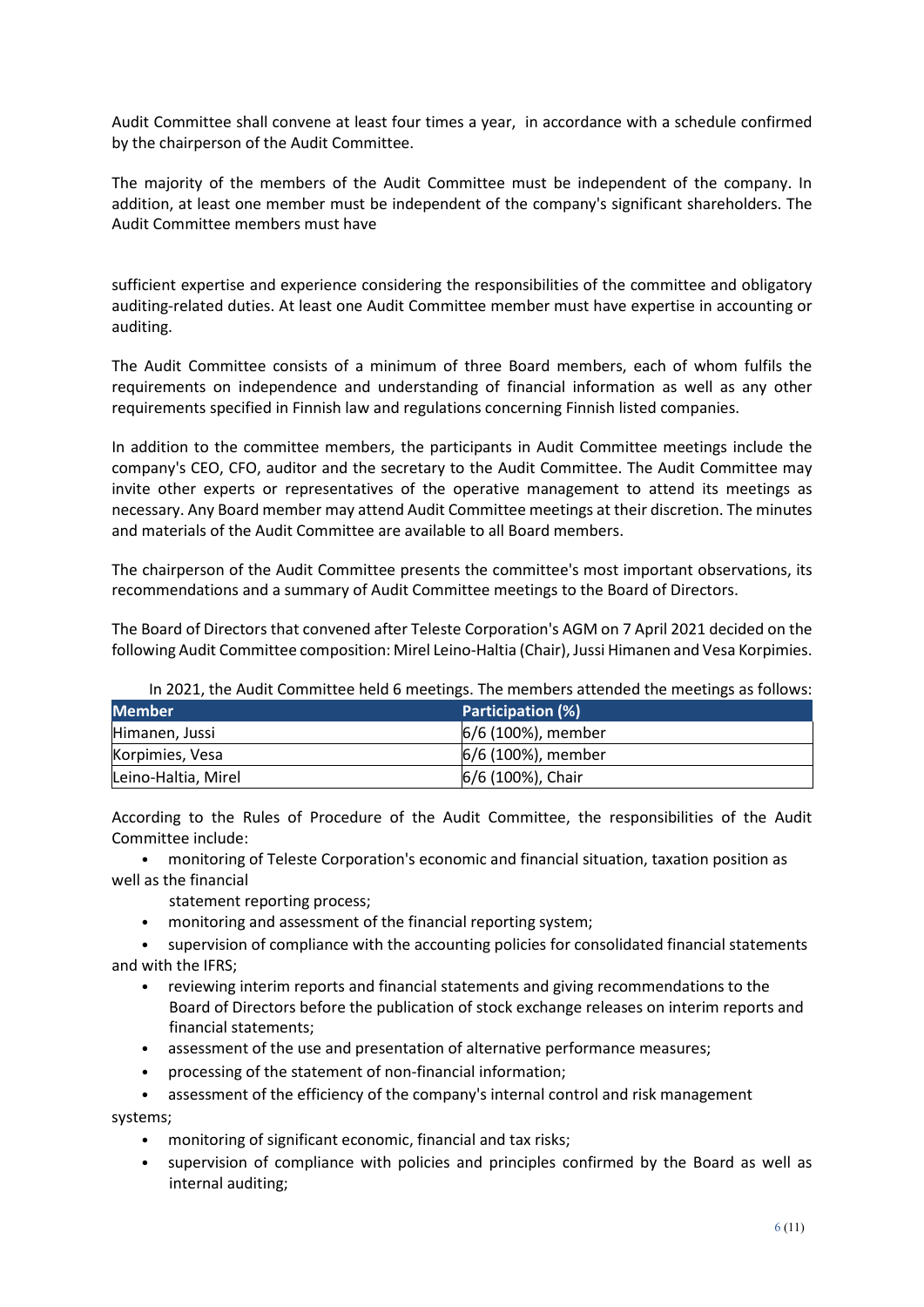Audit Committee shall convene at least four times a year, in accordance with a schedule confirmed by the chairperson of the Audit Committee.

The majority of the members of the Audit Committee must be independent of the company. In addition, at least one member must be independent of the company's significant shareholders. The Audit Committee members must have

sufficient expertise and experience considering the responsibilities of the committee and obligatory auditing-related duties. At least one Audit Committee member must have expertise in accounting or auditing.

The Audit Committee consists of a minimum of three Board members, each of whom fulfils the requirements on independence and understanding of financial information as well as any other requirements specified in Finnish law and regulations concerning Finnish listed companies.

In addition to the committee members, the participants in Audit Committee meetings include the company's CEO, CFO, auditor and the secretary to the Audit Committee. The Audit Committee may invite other experts or representatives of the operative management to attend its meetings as necessary. Any Board member may attend Audit Committee meetings at their discretion. The minutes and materials of the Audit Committee are available to all Board members.

The chairperson of the Audit Committee presents the committee's most important observations, its recommendations and a summary of Audit Committee meetings to the Board of Directors.

The Board of Directors that convened after Teleste Corporation's AGM on 7 April 2021 decided on the following Audit Committee composition: Mirel Leino-Haltia (Chair), Jussi Himanen and Vesa Korpimies.

In 2021, the Audit Committee held 6 meetings. The members attended the meetings as follows:

| Member | Participation (%) |
|---|---|
| Himanen, Jussi | 6/6 (100%), member |
| Korpimies, Vesa | 6/6 (100%), member |
| Leino-Haltia, Mirel | 6/6 (100%), Chair |

According to the Rules of Procedure of the Audit Committee, the responsibilities of the Audit Committee include:

- monitoring of Teleste Corporation's economic and financial situation, taxation position as well as the financial statement reporting process;
- monitoring and assessment of the financial reporting system;
- supervision of compliance with the accounting policies for consolidated financial statements and with the IFRS;
- reviewing interim reports and financial statements and giving recommendations to the Board of Directors before the publication of stock exchange releases on interim reports and financial statements;
- assessment of the use and presentation of alternative performance measures;
- processing of the statement of non-financial information;
- assessment of the efficiency of the company's internal control and risk management systems;
- monitoring of significant economic, financial and tax risks;
- supervision of compliance with policies and principles confirmed by the Board as well as internal auditing;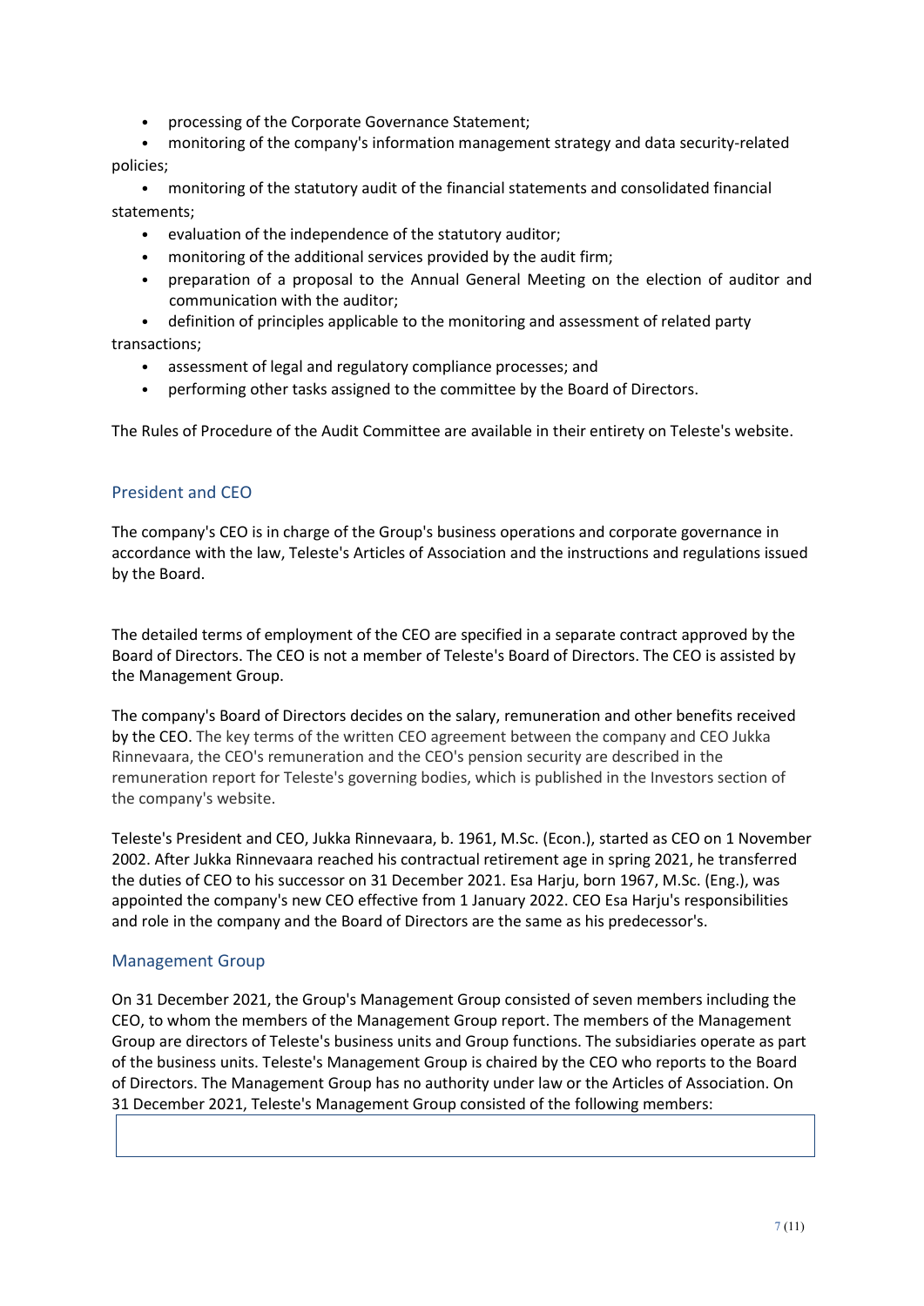- processing of the Corporate Governance Statement;
- monitoring of the company's information management strategy and data security-related policies;
- monitoring of the statutory audit of the financial statements and consolidated financial statements;
- evaluation of the independence of the statutory auditor;
- monitoring of the additional services provided by the audit firm;
- preparation of a proposal to the Annual General Meeting on the election of auditor and communication with the auditor;
- definition of principles applicable to the monitoring and assessment of related party transactions;
- assessment of legal and regulatory compliance processes; and
- performing other tasks assigned to the committee by the Board of Directors.

The Rules of Procedure of the Audit Committee are available in their entirety on Teleste's website.

## President and CEO

The company's CEO is in charge of the Group's business operations and corporate governance in accordance with the law, Teleste's Articles of Association and the instructions and regulations issued by the Board.

The detailed terms of employment of the CEO are specified in a separate contract approved by the Board of Directors. The CEO is not a member of Teleste's Board of Directors. The CEO is assisted by the Management Group.

The company's Board of Directors decides on the salary, remuneration and other benefits received by the CEO. The key terms of the written CEO agreement between the company and CEO Jukka Rinnevaara, the CEO's remuneration and the CEO's pension security are described in the remuneration report for Teleste's governing bodies, which is published in the Investors section of the company's website.

Teleste's President and CEO, Jukka Rinnevaara, b. 1961, M.Sc. (Econ.), started as CEO on 1 November 2002. After Jukka Rinnevaara reached his contractual retirement age in spring 2021, he transferred the duties of CEO to his successor on 31 December 2021. Esa Harju, born 1967, M.Sc. (Eng.), was appointed the company's new CEO effective from 1 January 2022. CEO Esa Harju's responsibilities and role in the company and the Board of Directors are the same as his predecessor's.

## Management Group

On 31 December 2021, the Group's Management Group consisted of seven members including the CEO, to whom the members of the Management Group report. The members of the Management Group are directors of Teleste's business units and Group functions. The subsidiaries operate as part of the business units. Teleste's Management Group is chaired by the CEO who reports to the Board of Directors. The Management Group has no authority under law or the Articles of Association. On 31 December 2021, Teleste's Management Group consisted of the following members: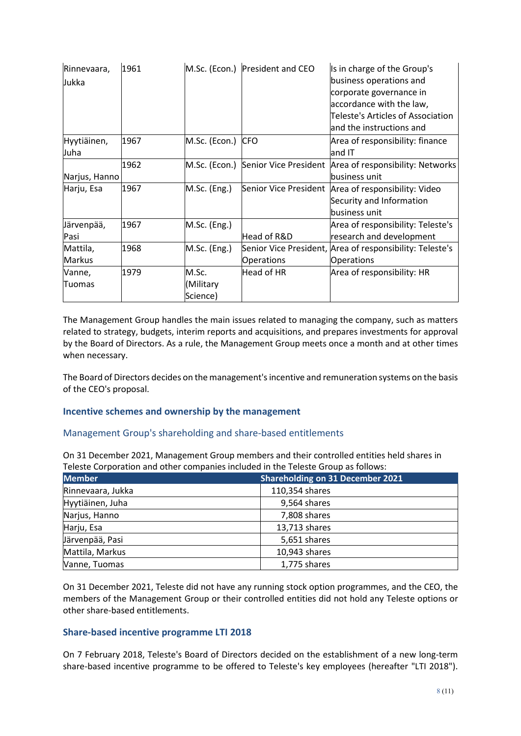| Rinnevaara, Jukka | 1961 | M.Sc. (Econ.) | President and CEO | Is in charge of the Group's business operations and corporate governance in accordance with the law, Teleste's Articles of Association and the instructions and |
|---|---|---|---|---|
| Hyytiäinen, Juha | 1967 | M.Sc. (Econ.) | CFO | Area of responsibility: finance and IT |
| Narjus, Hanno | 1962 | M.Sc. (Econ.) | Senior Vice President | Area of responsibility: Networks business unit |
| Harju, Esa | 1967 | M.Sc. (Eng.) | Senior Vice President | Area of responsibility: Video Security and Information business unit |
| Järvenpää, Pasi | 1967 | M.Sc. (Eng.) | Head of R&D | Area of responsibility: Teleste's research and development |
| Mattila, Markus | 1968 | M.Sc. (Eng.) | Senior Vice President, Operations | Area of responsibility: Teleste's Operations |
| Vanne, Tuomas | 1979 | M.Sc. (Military Science) | Head of HR | Area of responsibility: HR |

The Management Group handles the main issues related to managing the company, such as matters related to strategy, budgets, interim reports and acquisitions, and prepares investments for approval by the Board of Directors. As a rule, the Management Group meets once a month and at other times when necessary.

The Board of Directors decides on the management's incentive and remuneration systems on the basis of the CEO's proposal.

## Incentive schemes and ownership by the management

### Management Group's shareholding and share-based entitlements

On 31 December 2021, Management Group members and their controlled entities held shares in Teleste Corporation and other companies included in the Teleste Group as follows:

| Member | Shareholding on 31 December 2021 |
|---|---|
| Rinnevaara, Jukka | 110,354 shares |
| Hyytiäinen, Juha | 9,564 shares |
| Narjus, Hanno | 7,808 shares |
| Harju, Esa | 13,713 shares |
| Järvenpää, Pasi | 5,651 shares |
| Mattila, Markus | 10,943 shares |
| Vanne, Tuomas | 1,775 shares |

On 31 December 2021, Teleste did not have any running stock option programmes, and the CEO, the members of the Management Group or their controlled entities did not hold any Teleste options or other share-based entitlements.

## Share-based incentive programme LTI 2018

On 7 February 2018, Teleste's Board of Directors decided on the establishment of a new long-term share-based incentive programme to be offered to Teleste's key employees (hereafter "LTI 2018").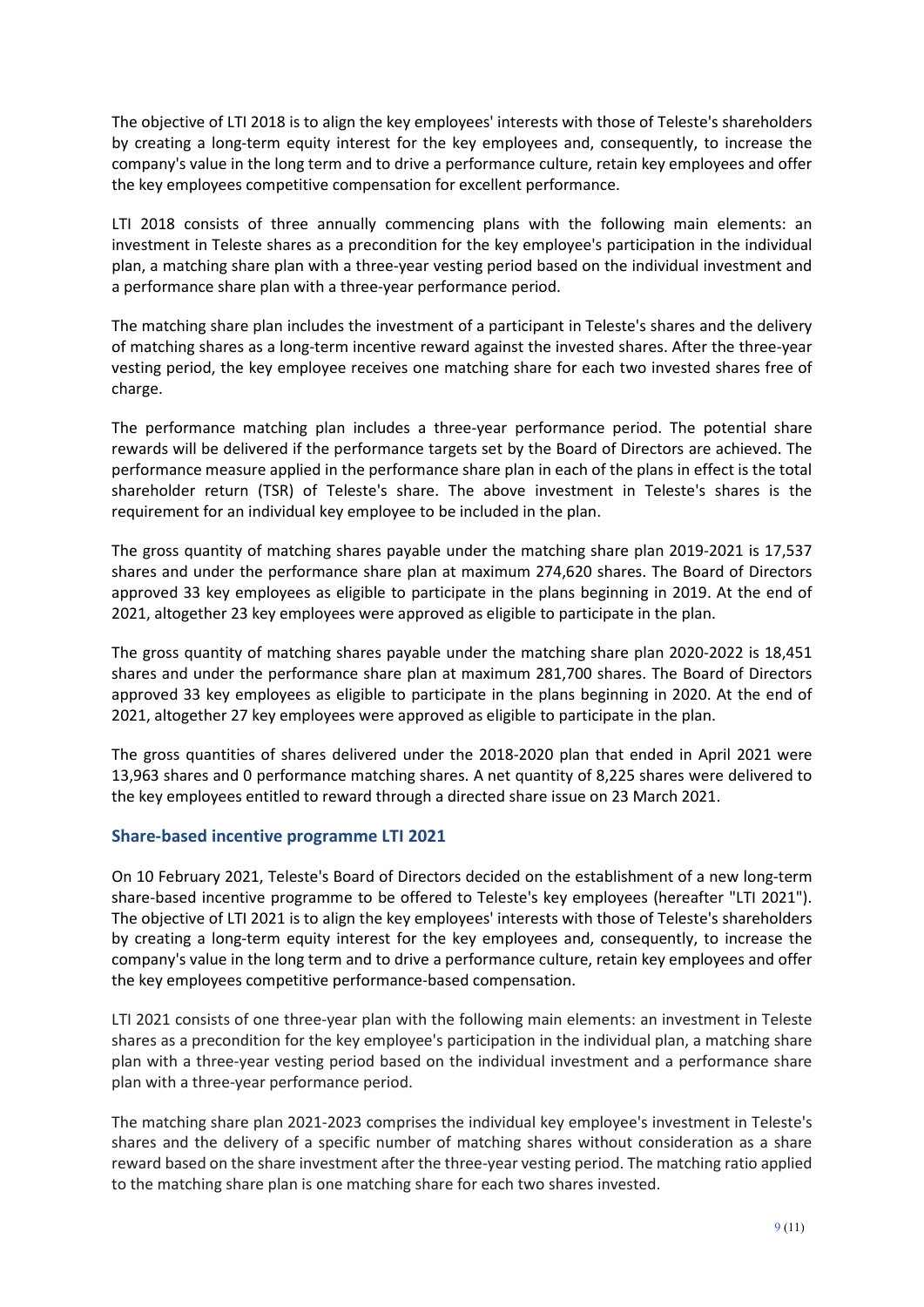The objective of LTI 2018 is to align the key employees' interests with those of Teleste's shareholders by creating a long-term equity interest for the key employees and, consequently, to increase the company's value in the long term and to drive a performance culture, retain key employees and offer the key employees competitive compensation for excellent performance.

LTI 2018 consists of three annually commencing plans with the following main elements: an investment in Teleste shares as a precondition for the key employee's participation in the individual plan, a matching share plan with a three-year vesting period based on the individual investment and a performance share plan with a three-year performance period.

The matching share plan includes the investment of a participant in Teleste's shares and the delivery of matching shares as a long-term incentive reward against the invested shares. After the three-year vesting period, the key employee receives one matching share for each two invested shares free of charge.

The performance matching plan includes a three-year performance period. The potential share rewards will be delivered if the performance targets set by the Board of Directors are achieved. The performance measure applied in the performance share plan in each of the plans in effect is the total shareholder return (TSR) of Teleste's share. The above investment in Teleste's shares is the requirement for an individual key employee to be included in the plan.

The gross quantity of matching shares payable under the matching share plan 2019-2021 is 17,537 shares and under the performance share plan at maximum 274,620 shares. The Board of Directors approved 33 key employees as eligible to participate in the plans beginning in 2019. At the end of 2021, altogether 23 key employees were approved as eligible to participate in the plan.

The gross quantity of matching shares payable under the matching share plan 2020-2022 is 18,451 shares and under the performance share plan at maximum 281,700 shares. The Board of Directors approved 33 key employees as eligible to participate in the plans beginning in 2020. At the end of 2021, altogether 27 key employees were approved as eligible to participate in the plan.

The gross quantities of shares delivered under the 2018-2020 plan that ended in April 2021 were 13,963 shares and 0 performance matching shares. A net quantity of 8,225 shares were delivered to the key employees entitled to reward through a directed share issue on 23 March 2021.

## Share-based incentive programme LTI 2021

On 10 February 2021, Teleste's Board of Directors decided on the establishment of a new long-term share-based incentive programme to be offered to Teleste's key employees (hereafter "LTI 2021"). The objective of LTI 2021 is to align the key employees' interests with those of Teleste's shareholders by creating a long-term equity interest for the key employees and, consequently, to increase the company's value in the long term and to drive a performance culture, retain key employees and offer the key employees competitive performance-based compensation.

LTI 2021 consists of one three-year plan with the following main elements: an investment in Teleste shares as a precondition for the key employee's participation in the individual plan, a matching share plan with a three-year vesting period based on the individual investment and a performance share plan with a three-year performance period.

The matching share plan 2021-2023 comprises the individual key employee's investment in Teleste's shares and the delivery of a specific number of matching shares without consideration as a share reward based on the share investment after the three-year vesting period. The matching ratio applied to the matching share plan is one matching share for each two shares invested.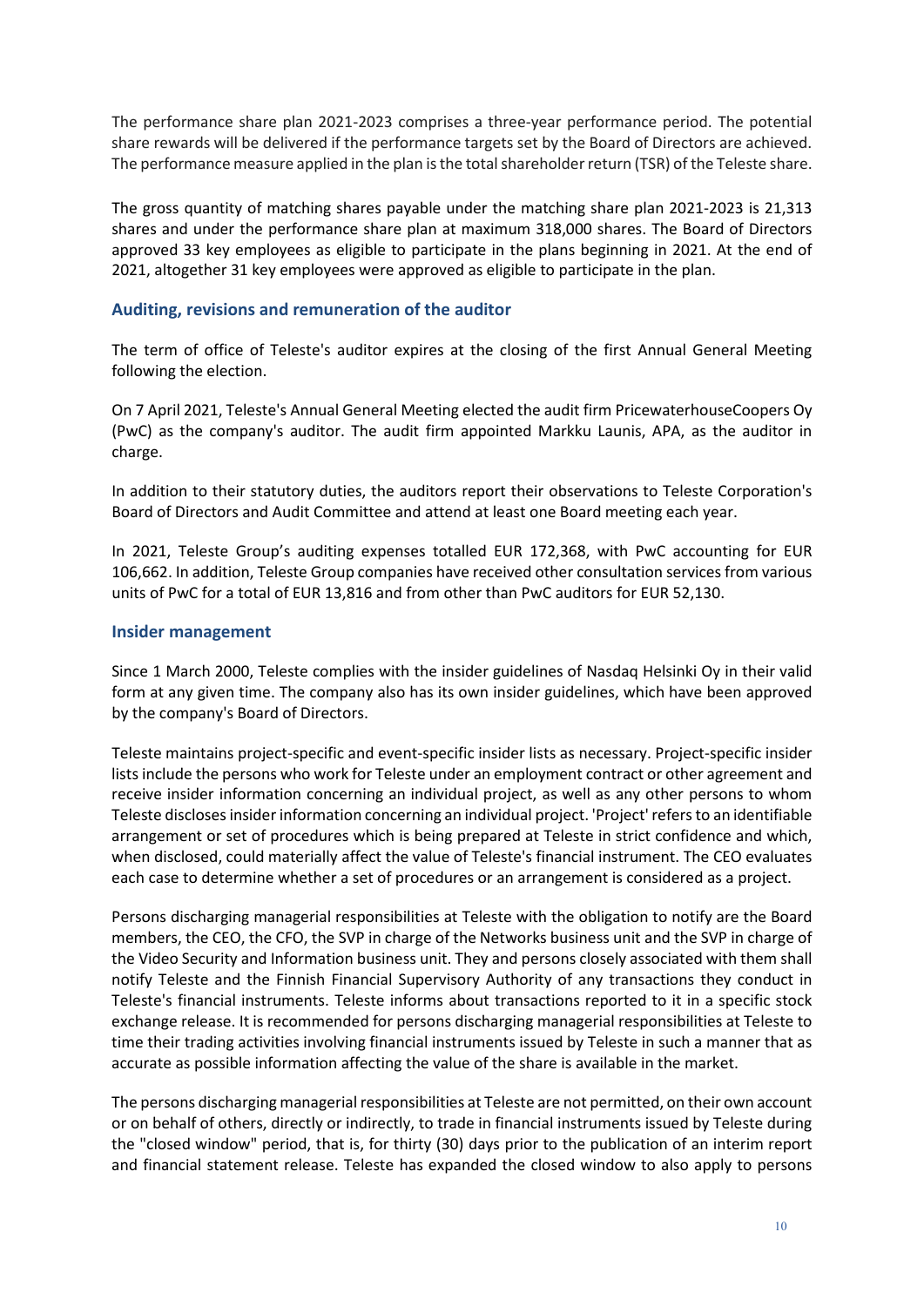The performance share plan 2021-2023 comprises a three-year performance period. The potential share rewards will be delivered if the performance targets set by the Board of Directors are achieved. The performance measure applied in the plan is the total shareholder return (TSR) of the Teleste share.

The gross quantity of matching shares payable under the matching share plan 2021-2023 is 21,313 shares and under the performance share plan at maximum 318,000 shares. The Board of Directors approved 33 key employees as eligible to participate in the plans beginning in 2021. At the end of 2021, altogether 31 key employees were approved as eligible to participate in the plan.

## Auditing, revisions and remuneration of the auditor

The term of office of Teleste's auditor expires at the closing of the first Annual General Meeting following the election.

On 7 April 2021, Teleste's Annual General Meeting elected the audit firm PricewaterhouseCoopers Oy (PwC) as the company's auditor. The audit firm appointed Markku Launis, APA, as the auditor in charge.

In addition to their statutory duties, the auditors report their observations to Teleste Corporation's Board of Directors and Audit Committee and attend at least one Board meeting each year.

In 2021, Teleste Group's auditing expenses totalled EUR 172,368, with PwC accounting for EUR 106,662. In addition, Teleste Group companies have received other consultation services from various units of PwC for a total of EUR 13,816 and from other than PwC auditors for EUR 52,130.

## Insider management

Since 1 March 2000, Teleste complies with the insider guidelines of Nasdaq Helsinki Oy in their valid form at any given time. The company also has its own insider guidelines, which have been approved by the company's Board of Directors.

Teleste maintains project-specific and event-specific insider lists as necessary. Project-specific insider lists include the persons who work for Teleste under an employment contract or other agreement and receive insider information concerning an individual project, as well as any other persons to whom Teleste discloses insider information concerning an individual project. 'Project' refers to an identifiable arrangement or set of procedures which is being prepared at Teleste in strict confidence and which, when disclosed, could materially affect the value of Teleste's financial instrument. The CEO evaluates each case to determine whether a set of procedures or an arrangement is considered as a project.

Persons discharging managerial responsibilities at Teleste with the obligation to notify are the Board members, the CEO, the CFO, the SVP in charge of the Networks business unit and the SVP in charge of the Video Security and Information business unit. They and persons closely associated with them shall notify Teleste and the Finnish Financial Supervisory Authority of any transactions they conduct in Teleste's financial instruments. Teleste informs about transactions reported to it in a specific stock exchange release. It is recommended for persons discharging managerial responsibilities at Teleste to time their trading activities involving financial instruments issued by Teleste in such a manner that as accurate as possible information affecting the value of the share is available in the market.

The persons discharging managerial responsibilities at Teleste are not permitted, on their own account or on behalf of others, directly or indirectly, to trade in financial instruments issued by Teleste during the "closed window" period, that is, for thirty (30) days prior to the publication of an interim report and financial statement release. Teleste has expanded the closed window to also apply to persons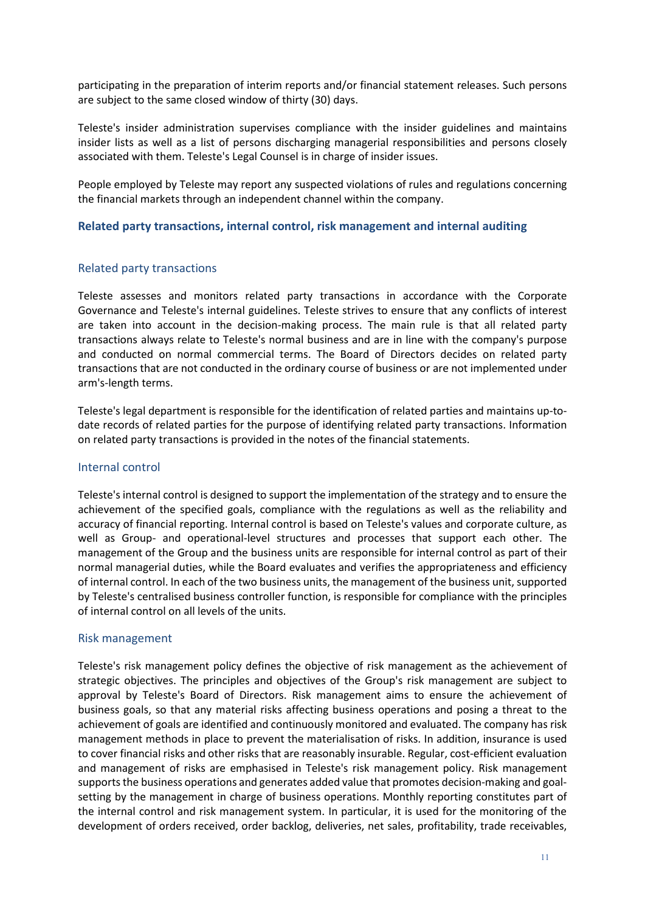participating in the preparation of interim reports and/or financial statement releases. Such persons are subject to the same closed window of thirty (30) days.

Teleste's insider administration supervises compliance with the insider guidelines and maintains insider lists as well as a list of persons discharging managerial responsibilities and persons closely associated with them. Teleste's Legal Counsel is in charge of insider issues.

People employed by Teleste may report any suspected violations of rules and regulations concerning the financial markets through an independent channel within the company.

## Related party transactions, internal control, risk management and internal auditing

### Related party transactions

Teleste assesses and monitors related party transactions in accordance with the Corporate Governance and Teleste's internal guidelines. Teleste strives to ensure that any conflicts of interest are taken into account in the decision-making process. The main rule is that all related party transactions always relate to Teleste's normal business and are in line with the company's purpose and conducted on normal commercial terms. The Board of Directors decides on related party transactions that are not conducted in the ordinary course of business or are not implemented under arm's-length terms.

Teleste's legal department is responsible for the identification of related parties and maintains up-to-date records of related parties for the purpose of identifying related party transactions. Information on related party transactions is provided in the notes of the financial statements.

### Internal control

Teleste's internal control is designed to support the implementation of the strategy and to ensure the achievement of the specified goals, compliance with the regulations as well as the reliability and accuracy of financial reporting. Internal control is based on Teleste's values and corporate culture, as well as Group- and operational-level structures and processes that support each other. The management of the Group and the business units are responsible for internal control as part of their normal managerial duties, while the Board evaluates and verifies the appropriateness and efficiency of internal control. In each of the two business units, the management of the business unit, supported by Teleste's centralised business controller function, is responsible for compliance with the principles of internal control on all levels of the units.

### Risk management

Teleste's risk management policy defines the objective of risk management as the achievement of strategic objectives. The principles and objectives of the Group's risk management are subject to approval by Teleste's Board of Directors. Risk management aims to ensure the achievement of business goals, so that any material risks affecting business operations and posing a threat to the achievement of goals are identified and continuously monitored and evaluated. The company has risk management methods in place to prevent the materialisation of risks. In addition, insurance is used to cover financial risks and other risks that are reasonably insurable. Regular, cost-efficient evaluation and management of risks are emphasised in Teleste's risk management policy. Risk management supports the business operations and generates added value that promotes decision-making and goal-setting by the management in charge of business operations. Monthly reporting constitutes part of the internal control and risk management system. In particular, it is used for the monitoring of the development of orders received, order backlog, deliveries, net sales, profitability, trade receivables,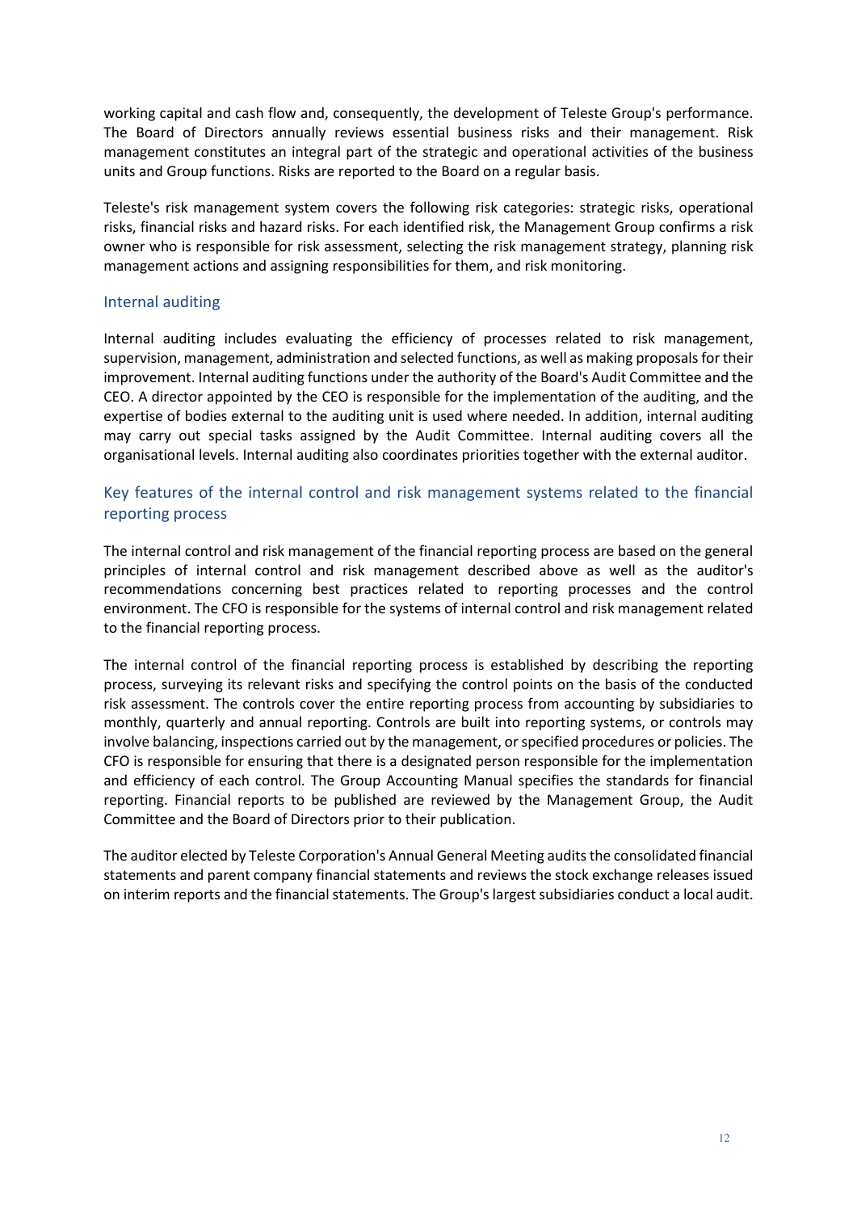working capital and cash flow and, consequently, the development of Teleste Group's performance. The Board of Directors annually reviews essential business risks and their management. Risk management constitutes an integral part of the strategic and operational activities of the business units and Group functions. Risks are reported to the Board on a regular basis.

Teleste's risk management system covers the following risk categories: strategic risks, operational risks, financial risks and hazard risks. For each identified risk, the Management Group confirms a risk owner who is responsible for risk assessment, selecting the risk management strategy, planning risk management actions and assigning responsibilities for them, and risk monitoring.

## Internal auditing

Internal auditing includes evaluating the efficiency of processes related to risk management, supervision, management, administration and selected functions, as well as making proposals for their improvement. Internal auditing functions under the authority of the Board's Audit Committee and the CEO. A director appointed by the CEO is responsible for the implementation of the auditing, and the expertise of bodies external to the auditing unit is used where needed. In addition, internal auditing may carry out special tasks assigned by the Audit Committee. Internal auditing covers all the organisational levels. Internal auditing also coordinates priorities together with the external auditor.

## Key features of the internal control and risk management systems related to the financial reporting process

The internal control and risk management of the financial reporting process are based on the general principles of internal control and risk management described above as well as the auditor's recommendations concerning best practices related to reporting processes and the control environment. The CFO is responsible for the systems of internal control and risk management related to the financial reporting process.

The internal control of the financial reporting process is established by describing the reporting process, surveying its relevant risks and specifying the control points on the basis of the conducted risk assessment. The controls cover the entire reporting process from accounting by subsidiaries to monthly, quarterly and annual reporting. Controls are built into reporting systems, or controls may involve balancing, inspections carried out by the management, or specified procedures or policies. The CFO is responsible for ensuring that there is a designated person responsible for the implementation and efficiency of each control. The Group Accounting Manual specifies the standards for financial reporting. Financial reports to be published are reviewed by the Management Group, the Audit Committee and the Board of Directors prior to their publication.

The auditor elected by Teleste Corporation's Annual General Meeting audits the consolidated financial statements and parent company financial statements and reviews the stock exchange releases issued on interim reports and the financial statements. The Group's largest subsidiaries conduct a local audit.